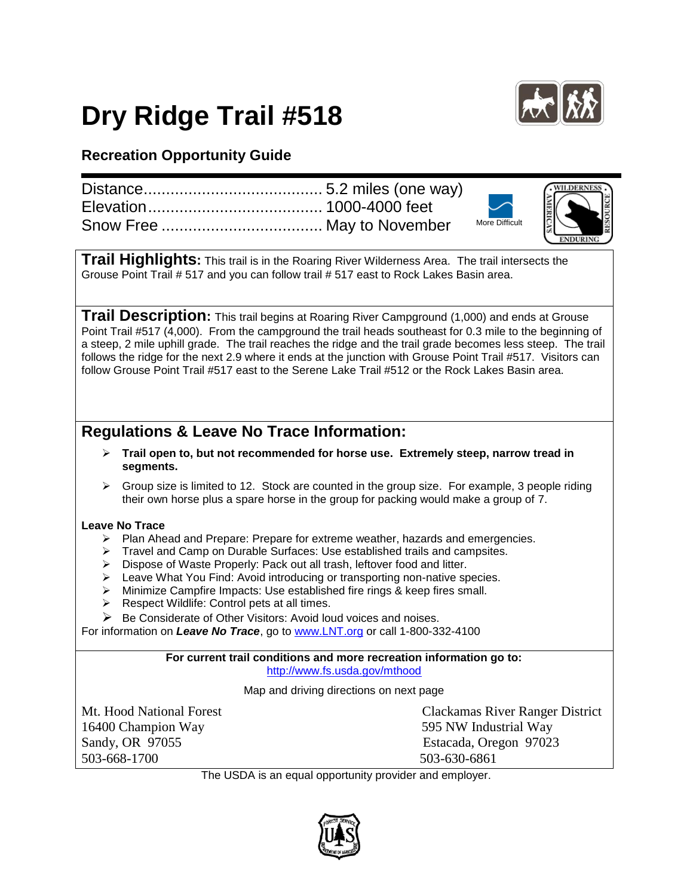# Dry Ridge Trail #518

## Recreation Opportunity Guide

Distance........................................ 5.2 miles (one way)
Elevation....................................... 1000-4000 feet
Snow Free .................................... May to November

More Difficult

**Trail Highlights:** This trail is in the Roaring River Wilderness Area. The trail intersects the Grouse Point Trail # 517 and you can follow trail # 517 east to Rock Lakes Basin area.

**Trail Description:** This trail begins at Roaring River Campground (1,000) and ends at Grouse Point Trail #517 (4,000). From the campground the trail heads southeast for 0.3 mile to the beginning of a steep, 2 mile uphill grade. The trail reaches the ridge and the trail grade becomes less steep. The trail follows the ridge for the next 2.9 where it ends at the junction with Grouse Point Trail #517. Visitors can follow Grouse Point Trail #517 east to the Serene Lake Trail #512 or the Rock Lakes Basin area.

## Regulations & Leave No Trace Information:

- **Trail open to, but not recommended for horse use. Extremely steep, narrow tread in segments.**
- Group size is limited to 12. Stock are counted in the group size. For example, 3 people riding their own horse plus a spare horse in the group for packing would make a group of 7.

**Leave No Trace**

- Plan Ahead and Prepare: Prepare for extreme weather, hazards and emergencies.
- Travel and Camp on Durable Surfaces: Use established trails and campsites.
- Dispose of Waste Properly: Pack out all trash, leftover food and litter.
- Leave What You Find: Avoid introducing or transporting non-native species.
- Minimize Campfire Impacts: Use established fire rings & keep fires small.
- Respect Wildlife: Control pets at all times.
- Be Considerate of Other Visitors: Avoid loud voices and noises.

For information on ***Leave No Trace***, go to www.LNT.org or call 1-800-332-4100

**For current trail conditions and more recreation information go to:**
http://www.fs.usda.gov/mthood

Map and driving directions on next page

Mt. Hood National Forest
16400 Champion Way
Sandy, OR 97055
503-668-1700

Clackamas River Ranger District
595 NW Industrial Way
Estacada, Oregon 97023
503-630-6861

The USDA is an equal opportunity provider and employer.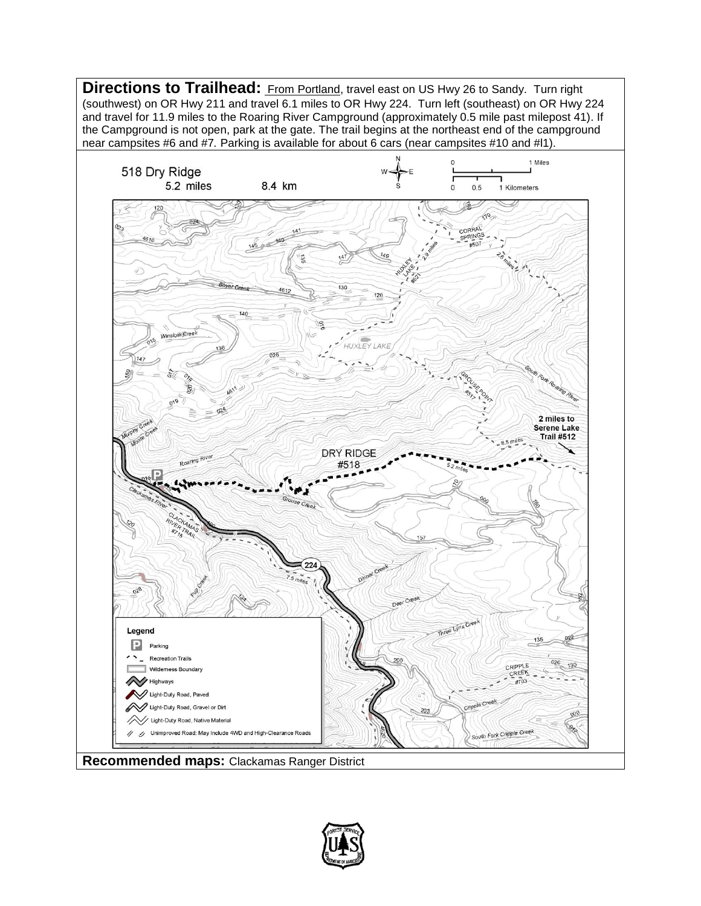**Directions to Trailhead:** From Portland, travel east on US Hwy 26 to Sandy. Turn right (southwest) on OR Hwy 211 and travel 6.1 miles to OR Hwy 224. Turn left (southeast) on OR Hwy 224 and travel for 11.9 miles to the Roaring River Campground (approximately 0.5 mile past milepost 41). If the Campground is not open, park at the gate. The trail begins at the northeast end of the campground near campsites #6 and #7. Parking is available for about 6 cars (near campsites #10 and #l1).

518 Dry Ridge
5.2 miles
8.4 km

Legend
- Parking
- Recreation Trails
- Wilderness Boundary
- Highways
- Light-Duty Road, Paved
- Light-Duty Road, Gravel or Dirt
- Light-Duty Road, Native Material
- Unimproved Road: May Include 4WD and High-Clearance Roads

**Recommended maps:** Clackamas Ranger District